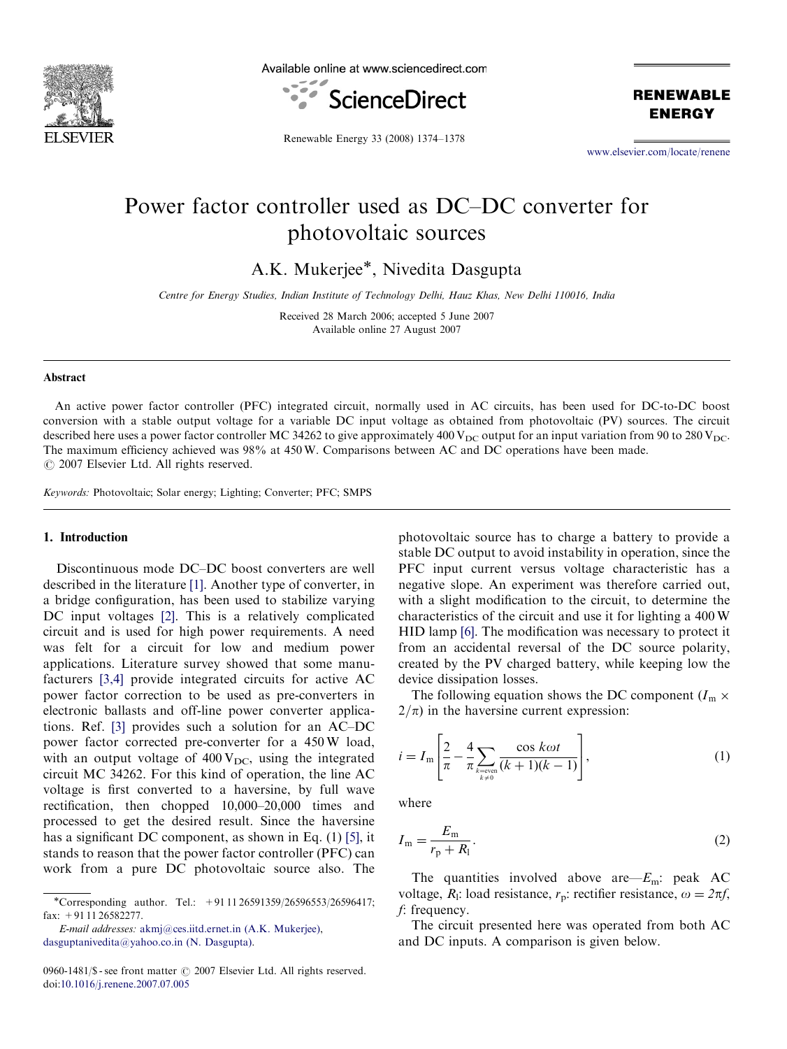# Power factor controller used as DC–DC converter for photovoltaic sources

A.K. Mukerjee*, Nivedita Dasgupta

*Centre for Energy Studies, Indian Institute of Technology Delhi, Hauz Khas, New Delhi 110016, India*

Received 28 March 2006; accepted 5 June 2007
Available online 27 August 2007

## Abstract

An active power factor controller (PFC) integrated circuit, normally used in AC circuits, has been used for DC-to-DC boost conversion with a stable output voltage for a variable DC input voltage as obtained from photovoltaic (PV) sources. The circuit described here uses a power factor controller MC 34262 to give approximately 400 $V_{DC}$ output for an input variation from 90 to 280 $V_{DC}$. The maximum efficiency achieved was 98% at 450 W. Comparisons between AC and DC operations have been made.
© 2007 Elsevier Ltd. All rights reserved.

*Keywords:* Photovoltaic; Solar energy; Lighting; Converter; PFC; SMPS

## 1. Introduction

Discontinuous mode DC–DC boost converters are well described in the literature [1]. Another type of converter, in a bridge configuration, has been used to stabilize varying DC input voltages [2]. This is a relatively complicated circuit and is used for high power requirements. A need was felt for a circuit for low and medium power applications. Literature survey showed that some manufacturers [3,4] provide integrated circuits for active AC power factor correction to be used as pre-converters in electronic ballasts and off-line power converter applications. Ref. [3] provides such a solution for an AC–DC power factor corrected pre-converter for a 450 W load, with an output voltage of 400 $V_{DC}$, using the integrated circuit MC 34262. For this kind of operation, the line AC voltage is first converted to a haversine, by full wave rectification, then chopped 10,000–20,000 times and processed to get the desired result. Since the haversine has a significant DC component, as shown in Eq. (1) [5], it stands to reason that the power factor controller (PFC) can work from a pure DC photovoltaic source also. The photovoltaic source has to charge a battery to provide a stable DC output to avoid instability in operation, since the PFC input current versus voltage characteristic has a negative slope. An experiment was therefore carried out, with a slight modification to the circuit, to determine the characteristics of the circuit and use it for lighting a 400 W HID lamp [6]. The modification was necessary to protect it from an accidental reversal of the DC source polarity, created by the PV charged battery, while keeping low the device dissipation losses.

The following equation shows the DC component ($I_m \times 2/\pi$) in the haversine current expression:

$$i = I_m \left[ \frac{2}{\pi} - \frac{4}{\pi} \sum_{\substack{k=\text{even} \\ k \neq 0}} \frac{\cos k\omega t}{(k+1)(k-1)} \right], \tag{1}$$

where

$$I_m = \frac{E_m}{r_p + R_l}. \tag{2}$$

The quantities involved above are—$E_m$: peak AC voltage, $R_l$: load resistance, $r_p$: rectifier resistance, $\omega = 2\pi f$, $f$: frequency.

The circuit presented here was operated from both AC and DC inputs. A comparison is given below.

---

*Corresponding author. Tel.: +91 11 26591359/26596553/26596417; fax: +91 11 26582277.

*E-mail addresses:* akmj@ces.iitd.ernet.in (A.K. Mukerjee), dasguptanivedita@yahoo.co.in (N. Dasgupta).

0960-1481/$ - see front matter © 2007 Elsevier Ltd. All rights reserved.
doi:10.1016/j.renene.2007.07.005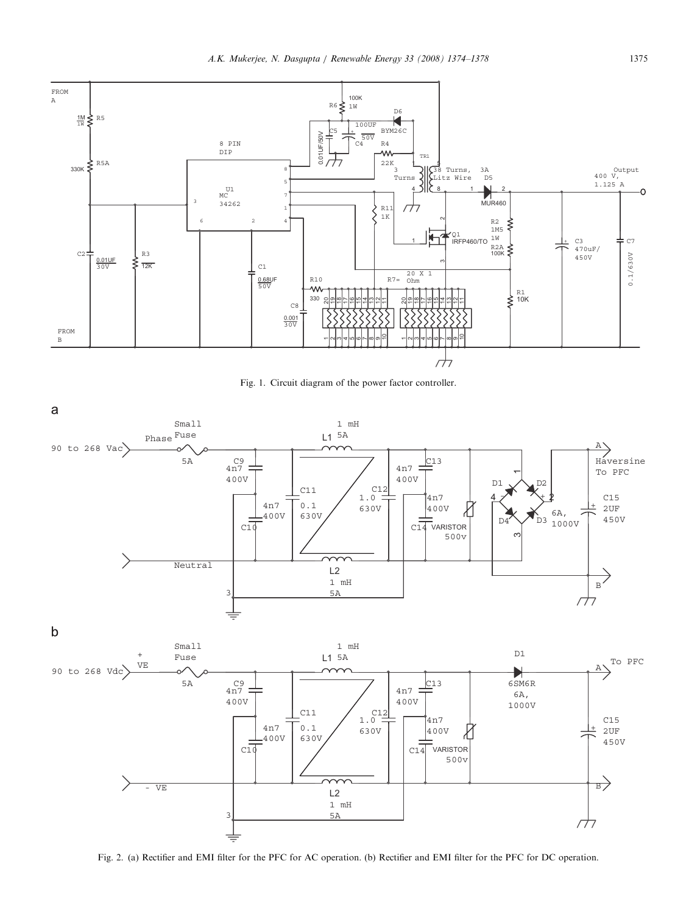Fig. 1. Circuit diagram of the power factor controller.

Fig. 2. (a) Rectifier and EMI filter for the PFC for AC operation. (b) Rectifier and EMI filter for the PFC for DC operation.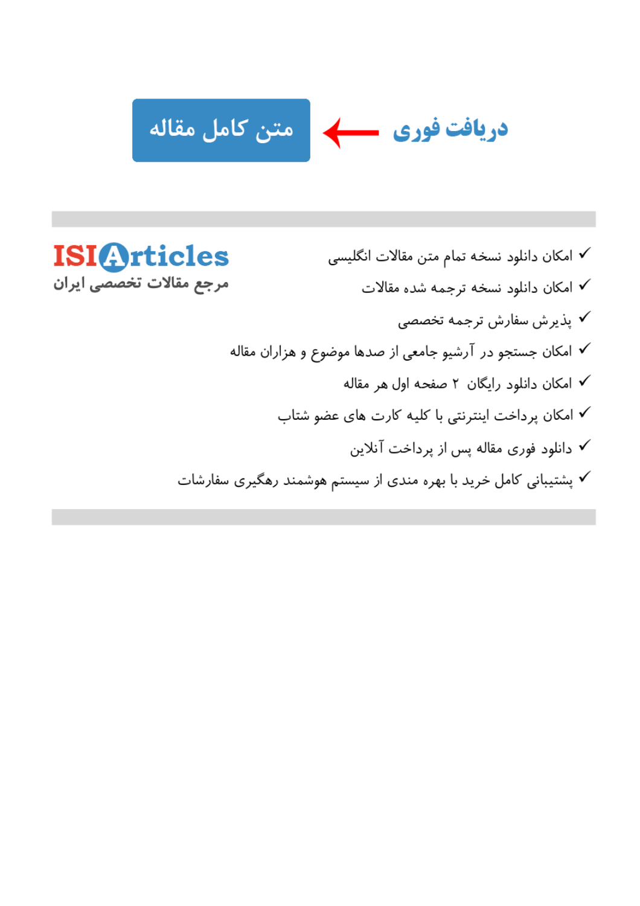دریافت فوری ← **متن کامل مقاله**

**ISIArticles**
مرجع مقالات تخصصی ایران

- ✓ امکان دانلود نسخه تمام متن مقالات انگلیسی
- ✓ امکان دانلود نسخه ترجمه شده مقالات
- ✓ پذیرش سفارش ترجمه تخصصی
- ✓ امکان جستجو در آرشیو جامعی از صدها موضوع و هزاران مقاله
- ✓ امکان دانلود رایگان ۲ صفحه اول هر مقاله
- ✓ امکان پرداخت اینترنتی با کلیه کارت های عضو شتاب
- ✓ دانلود فوری مقاله پس از پرداخت آنلاین
- ✓ پشتیبانی کامل خرید با بهره مندی از سیستم هوشمند رهگیری سفارشات